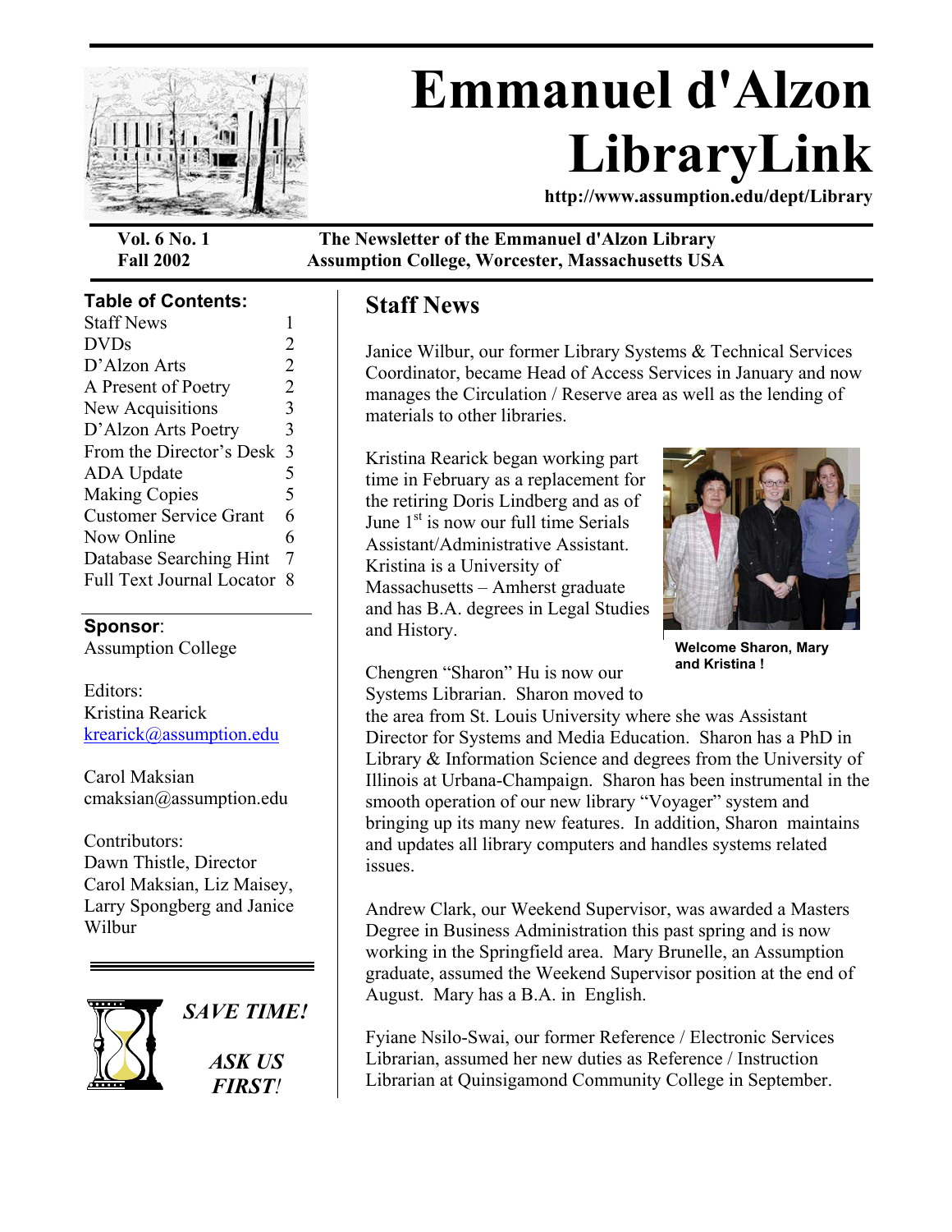# Emmanuel d'Alzon LibraryLink

http://www.assumption.edu/dept/Library

**Vol. 6 No. 1**
**Fall 2002**

**The Newsletter of the Emmanuel d'Alzon Library**
**Assumption College, Worcester, Massachusetts USA**

**Table of Contents:**

| | |
|---|---|
| Staff News | 1 |
| DVDs | 2 |
| D'Alzon Arts | 2 |
| A Present of Poetry | 2 |
| New Acquisitions | 3 |
| D'Alzon Arts Poetry | 3 |
| From the Director's Desk | 3 |
| ADA Update | 5 |
| Making Copies | 5 |
| Customer Service Grant | 6 |
| Now Online | 6 |
| Database Searching Hint | 7 |
| Full Text Journal Locator | 8 |

**Sponsor**:
Assumption College

Editors:
Kristina Rearick
krearick@assumption.edu

Carol Maksian
cmaksian@assumption.edu

Contributors:
Dawn Thistle, Director
Carol Maksian, Liz Maisey, Larry Spongberg and Janice Wilbur

***SAVE TIME!***

***ASK US FIRST!***

## Staff News

Janice Wilbur, our former Library Systems & Technical Services Coordinator, became Head of Access Services in January and now manages the Circulation / Reserve area as well as the lending of materials to other libraries.

Kristina Rearick began working part time in February as a replacement for the retiring Doris Lindberg and as of June 1st is now our full time Serials Assistant/Administrative Assistant. Kristina is a University of Massachusetts – Amherst graduate and has B.A. degrees in Legal Studies and History.

**Welcome Sharon, Mary and Kristina !**

Chengren "Sharon" Hu is now our Systems Librarian. Sharon moved to the area from St. Louis where she was Assistant Director for Systems and Media Education. Sharon has a PhD in Library & Information Science and degrees from the University of Illinois at Urbana-Champaign. Sharon has been instrumental in the smooth operation of our new library "Voyager" system and bringing up its many new features. In addition, Sharon maintains and updates all library computers and handles systems related issues.

Andrew Clark, our Weekend Supervisor, was awarded a Masters Degree in Business Administration this past spring and is now working in the Springfield area. Mary Brunelle, an Assumption graduate, assumed the Weekend Supervisor position at the end of August. Mary has a B.A. in English.

Fyiane Nsilo-Swai, our former Reference / Electronic Services Librarian, assumed her new duties as Reference / Instruction Librarian at Quinsigamond Community College in September.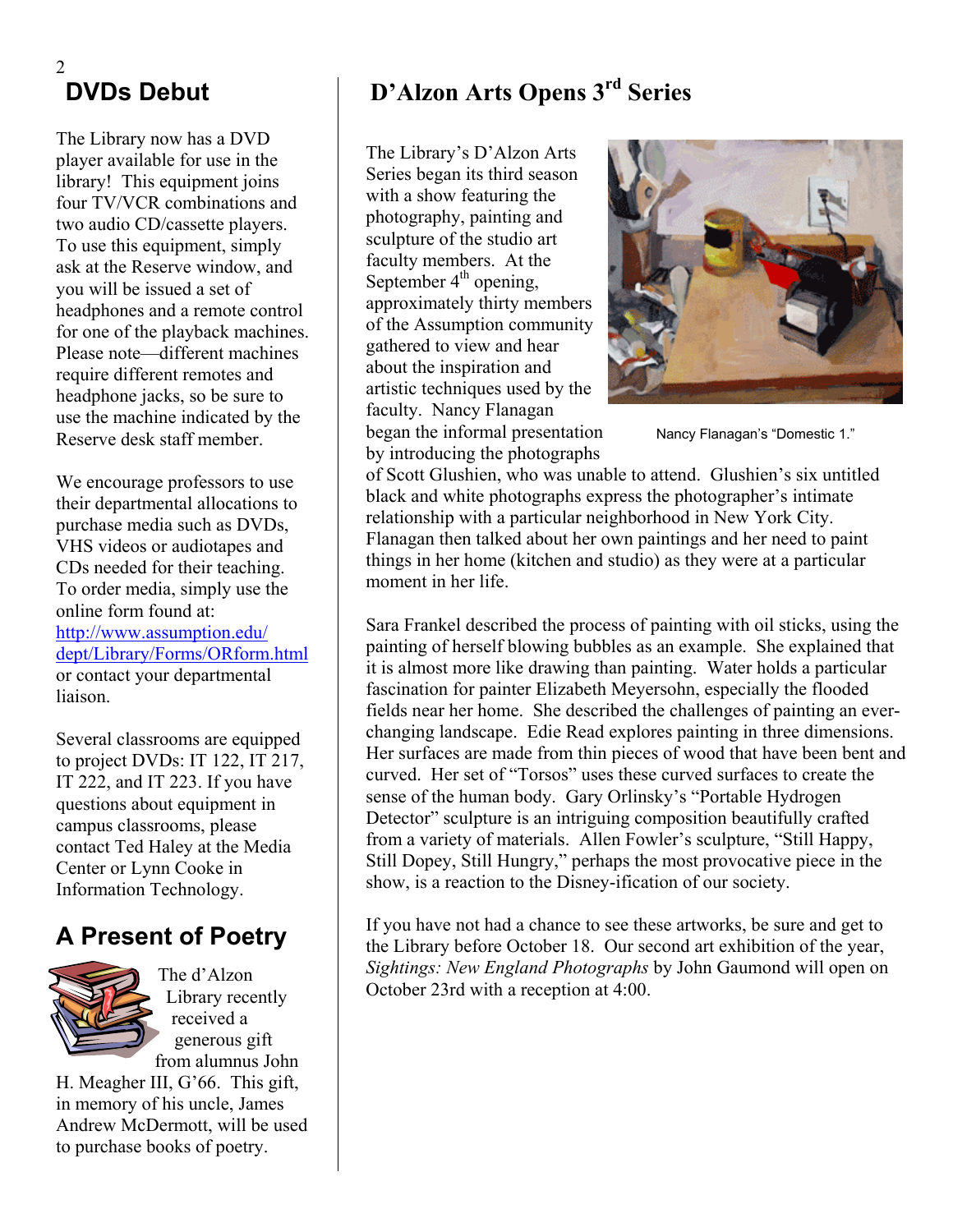## DVDs Debut

The Library now has a DVD player available for use in the library! This equipment joins four TV/VCR combinations and two audio CD/cassette players. To use this equipment, simply ask at the Reserve window, and you will be issued a set of headphones and a remote control for one of the playback machines. Please note—different machines require different remotes and headphone jacks, so be sure to use the machine indicated by the Reserve desk staff member.

We encourage professors to use their departmental allocations to purchase media such as DVDs, VHS videos or audiotapes and CDs needed for their teaching. To order media, simply use the online form found at: http://www.assumption.edu/dept/Library/Forms/ORform.html or contact your departmental liaison.

Several classrooms are equipped to project DVDs: IT 122, IT 217, IT 222, and IT 223. If you have questions about equipment in campus classrooms, please contact Ted Haley at the Media Center or Lynn Cooke in Information Technology.

## A Present of Poetry

The d'Alzon Library recently received a generous gift from alumnus John H. Meagher III, G'66. This gift, in memory of his uncle, James Andrew McDermott, will be used to purchase books of poetry.

## D'Alzon Arts Opens 3rd Series

The Library's D'Alzon Arts Series began its third season with a show featuring the photography, painting and sculpture of the studio art faculty members. At the September 4th opening, approximately thirty members of the Assumption community gathered to view and hear about the inspiration and artistic techniques used by the faculty. Nancy Flanagan began the informal presentation by introducing the photographs of Scott Glushien, who was unable to attend. Glushien's six untitled black and white photographs express the photographer's intimate relationship with a particular neighborhood in New York City. Flanagan then talked about her own paintings and her need to paint things in her home (kitchen and studio) as they were at a particular moment in her life.

Nancy Flanagan's "Domestic 1."

Sara Frankel described the process of painting with oil sticks, using the painting of herself blowing bubbles as an example. She explained that it is almost more like drawing than painting. Water holds a particular fascination for painter Elizabeth Meyersohn, especially the flooded fields near her home. She described the challenges of painting an ever-changing landscape. Edie Read explores painting in three dimensions. Her surfaces are made from thin pieces of wood that have been bent and curved. Her set of "Torsos" uses these curved surfaces to create the sense of the human body. Gary Orlinsky's "Portable Hydrogen Detector" sculpture is an intriguing composition beautifully crafted from a variety of materials. Allen Fowler's sculpture, "Still Happy, Still Dopey, Still Hungry," perhaps the most provocative piece in the show, is a reaction to the Disney-ification of our society.

If you have not had a chance to see these artworks, be sure and get to the Library before October 18. Our second art exhibition of the year, *Sightings: New England Photographs* by John Gaumond will open on October 23rd with a reception at 4:00.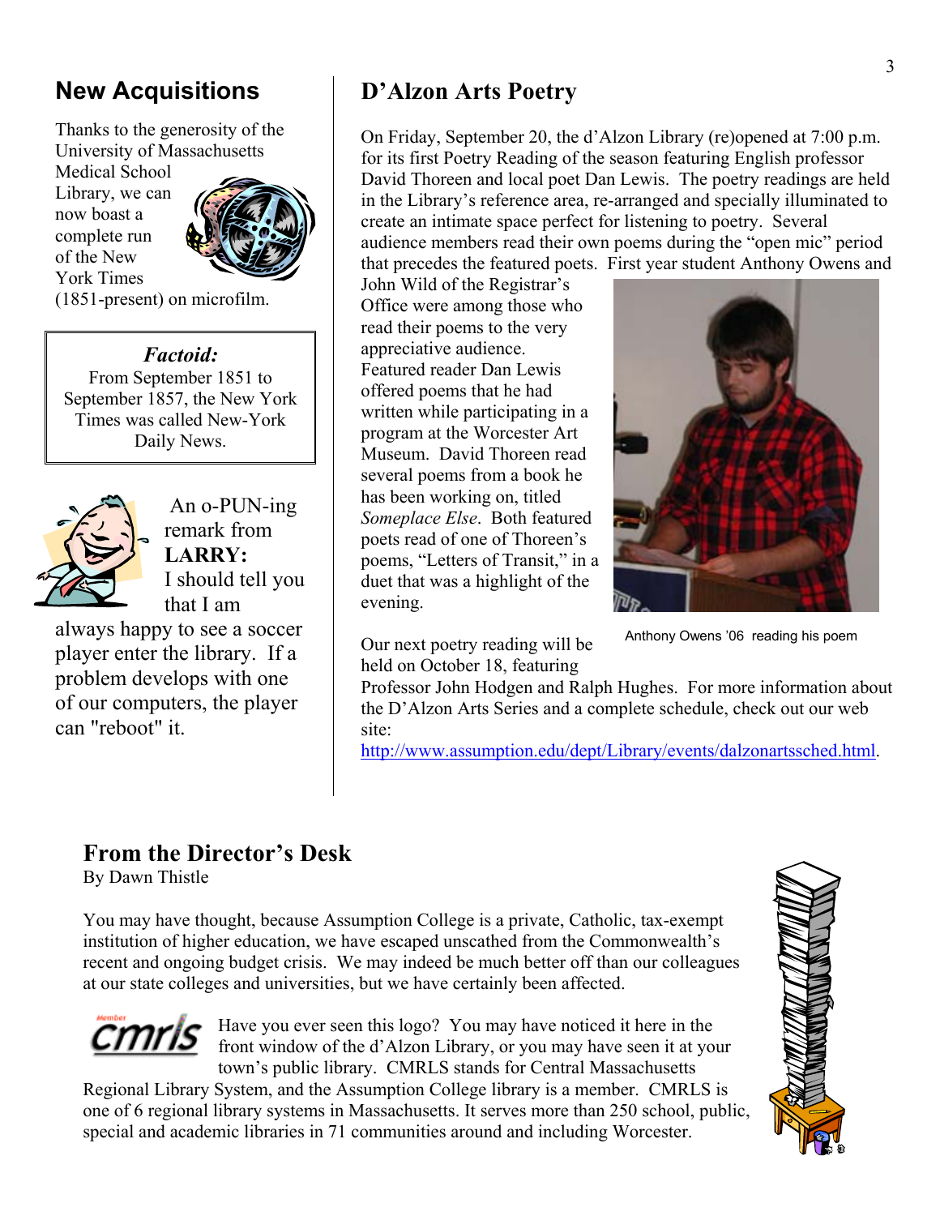## New Acquisitions

Thanks to the generosity of the University of Massachusetts Medical School Library, we can now boast a complete run of the New York Times (1851-present) on microfilm.

> ***Factoid:***
> From September 1851 to September 1857, the New York Times was called New-York Daily News.

An o-PUN-ing remark from **LARRY:**
I should tell you that I am always happy to see a soccer player enter the library. If a problem develops with one of our computers, the player can "reboot" it.

## D'Alzon Arts Poetry

On Friday, September 20, the d'Alzon Library (re)opened at 7:00 p.m. for its first Poetry Reading of the season featuring English professor David Thoreen and local poet Dan Lewis. The poetry readings are held in the Library's reference area, re-arranged and specially illuminated to create an intimate space perfect for listening to poetry. Several audience members read their own poems during the "open mic" period that precedes the featured poets. First year student Anthony Owens and John Wild of the Registrar's Office were among those who read their poems to the very appreciative audience. Featured reader Dan Lewis offered poems that he had written while participating in a program at the Worcester Art Museum. David Thoreen read several poems from a book he has been working on, titled *Someplace Else*. Both featured poets read of one of Thoreen's poems, "Letters of Transit," in a duet that was a highlight of the evening.

Anthony Owens '06 reading his poem

Our next poetry reading will be held on October 18, featuring Professor John Hodgen and Ralph Hughes. For more information about the D'Alzon Arts Series and a complete schedule, check out our web site: http://www.assumption.edu/dept/Library/events/dalzonartssched.html.

## From the Director's Desk

By Dawn Thistle

You may have thought, because Assumption College is a private, Catholic, tax-exempt institution of higher education, we have escaped unscathed from the Commonwealth's recent and ongoing budget crisis. We may indeed be much better off than our colleagues at our state colleges and universities, but we have certainly been affected.

Have you ever seen this logo? You may have noticed it here in the front window of the d'Alzon Library, or you may have seen it at your town's public library. CMRLS stands for Central Massachusetts Regional Library System, and the Assumption College library is a member. CMRLS is one of 6 regional library systems in Massachusetts. It serves more than 250 school, public, special and academic libraries in 71 communities around and including Worcester.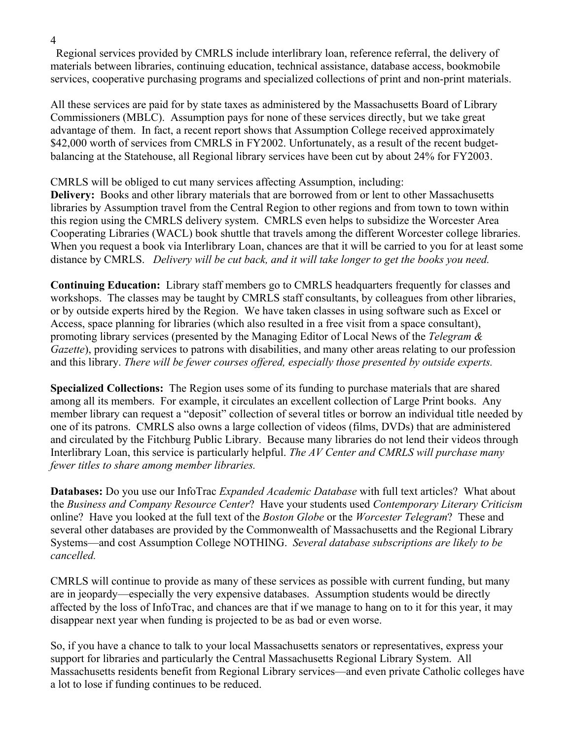Regional services provided by CMRLS include interlibrary loan, reference referral, the delivery of materials between libraries, continuing education, technical assistance, database access, bookmobile services, cooperative purchasing programs and specialized collections of print and non-print materials.

All these services are paid for by state taxes as administered by the Massachusetts Board of Library Commissioners (MBLC). Assumption pays for none of these services directly, but we take great advantage of them. In fact, a recent report shows that Assumption College received approximately $42,000 worth of services from CMRLS in FY2002. Unfortunately, as a result of the recent budget-balancing at the Statehouse, all Regional library services have been cut by about 24% for FY2003.

CMRLS will be obliged to cut many services affecting Assumption, including:

**Delivery:** Books and other library materials that are borrowed from or lent to other Massachusetts libraries by Assumption travel from the Central Region to other regions and from town to town within this region using the CMRLS delivery system. CMRLS even helps to subsidize the Worcester Area Cooperating Libraries (WACL) book shuttle that travels among the different Worcester college libraries. When you request a book via Interlibrary Loan, chances are that it will be carried to you for at least some distance by CMRLS. *Delivery will be cut back, and it will take longer to get the books you need.*

**Continuing Education:** Library staff members go to CMRLS headquarters frequently for classes and workshops. The classes may be taught by CMRLS staff consultants, by colleagues from other libraries, or by outside experts hired by the Region. We have taken classes in using software such as Excel or Access, space planning for libraries (which also resulted in a free visit from a space consultant), promoting library services (presented by the Managing Editor of Local News of the *Telegram & Gazette*), providing services to patrons with disabilities, and many other areas relating to our profession and this library. *There will be fewer courses offered, especially those presented by outside experts.*

**Specialized Collections:** The Region uses some of its funding to purchase materials that are shared among all its members. For example, it circulates an excellent collection of Large Print books. Any member library can request a "deposit" collection of several titles or borrow an individual title needed by one of its patrons. CMRLS also owns a large collection of videos (films, DVDs) that are administered and circulated by the Fitchburg Public Library. Because many libraries do not lend their videos through Interlibrary Loan, this service is particularly helpful. *The AV Center and CMRLS will purchase many fewer titles to share among member libraries.*

**Databases:** Do you use our InfoTrac *Expanded Academic Database* with full text articles? What about the *Business and Company Resource Center*? Have your students used *Contemporary Literary Criticism* online? Have you looked at the full text of the *Boston Globe* or the *Worcester Telegram*? These and several other databases are provided by the Commonwealth of Massachusetts and the Regional Library Systems—and cost Assumption College NOTHING. *Several database subscriptions are likely to be cancelled.*

CMRLS will continue to provide as many of these services as possible with current funding, but many are in jeopardy—especially the very expensive databases. Assumption students would be directly affected by the loss of InfoTrac, and chances are that if we manage to hang on to it for this year, it may disappear next year when funding is projected to be as bad or even worse.

So, if you have a chance to talk to your local Massachusetts senators or representatives, express your support for libraries and particularly the Central Massachusetts Regional Library System. All Massachusetts residents benefit from Regional Library services—and even private Catholic colleges have a lot to lose if funding continues to be reduced.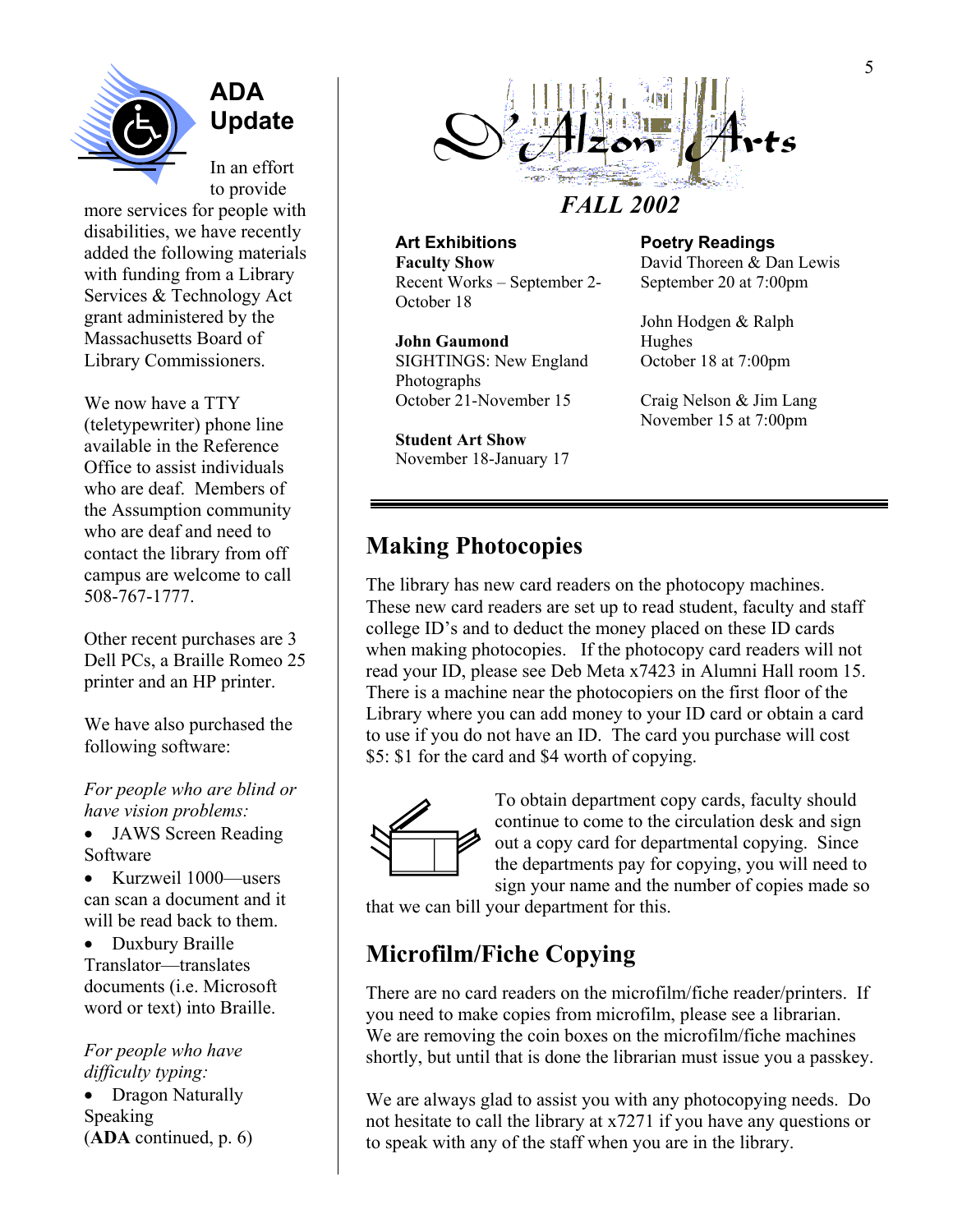## ADA Update

In an effort to provide more services for people with disabilities, we have recently added the following materials with funding from a Library Services & Technology Act grant administered by the Massachusetts Board of Library Commissioners.

We now have a TTY (teletypewriter) phone line available in the Reference Office to assist individuals who are deaf. Members of the Assumption community who are deaf and need to contact the library from off campus are welcome to call 508-767-1777.

Other recent purchases are 3 Dell PCs, a Braille Romeo 25 printer and an HP printer.

We have also purchased the following software:

*For people who are blind or have vision problems:*

- JAWS Screen Reading Software
- Kurzweil 1000—users can scan a document and it will be read back to them.
- Duxbury Braille Translator—translates documents (i.e. Microsoft word or text) into Braille.

*For people who have difficulty typing:*

- Dragon Naturally Speaking

(**ADA** continued, p. 6)

## D'Alzon Arts

### FALL 2002

**Art Exhibitions**

**Faculty Show**
Recent Works – September 2-October 18

**John Gaumond**
SIGHTINGS: New England Photographs
October 21-November 15

**Student Art Show**
November 18-January 17

**Poetry Readings**

David Thoreen & Dan Lewis
September 20 at 7:00pm

John Hodgen & Ralph Hughes
October 18 at 7:00pm

Craig Nelson & Jim Lang
November 15 at 7:00pm

## Making Photocopies

The library has new card readers on the photocopy machines. These new card readers are set up to read student, faculty and staff college ID's and to deduct the money placed on these ID cards when making photocopies. If the photocopy card readers will not read your ID, please see Deb Meta x7423 in Alumni Hall room 15. There is a machine near the photocopiers on the first floor of the Library where you can add money to your ID card or obtain a card to use if you do not have an ID. The card you purchase will cost $5: $1 for the card and $4 worth of copying.

To obtain department copy cards, faculty should continue to come to the circulation desk and sign out a copy card for departmental copying. Since the departments pay for copying, you will need to sign your name and the number of copies made so that we can bill your department for this.

## Microfilm/Fiche Copying

There are no card readers on the microfilm/fiche reader/printers. If you need to make copies from microfilm, please see a librarian. We are removing the coin boxes on the microfilm/fiche machines shortly, but until that is done the librarian must issue you a passkey.

We are always glad to assist you with any photocopying needs. Do not hesitate to call the library at x7271 if you have any questions or to speak with any of the staff when you are in the library.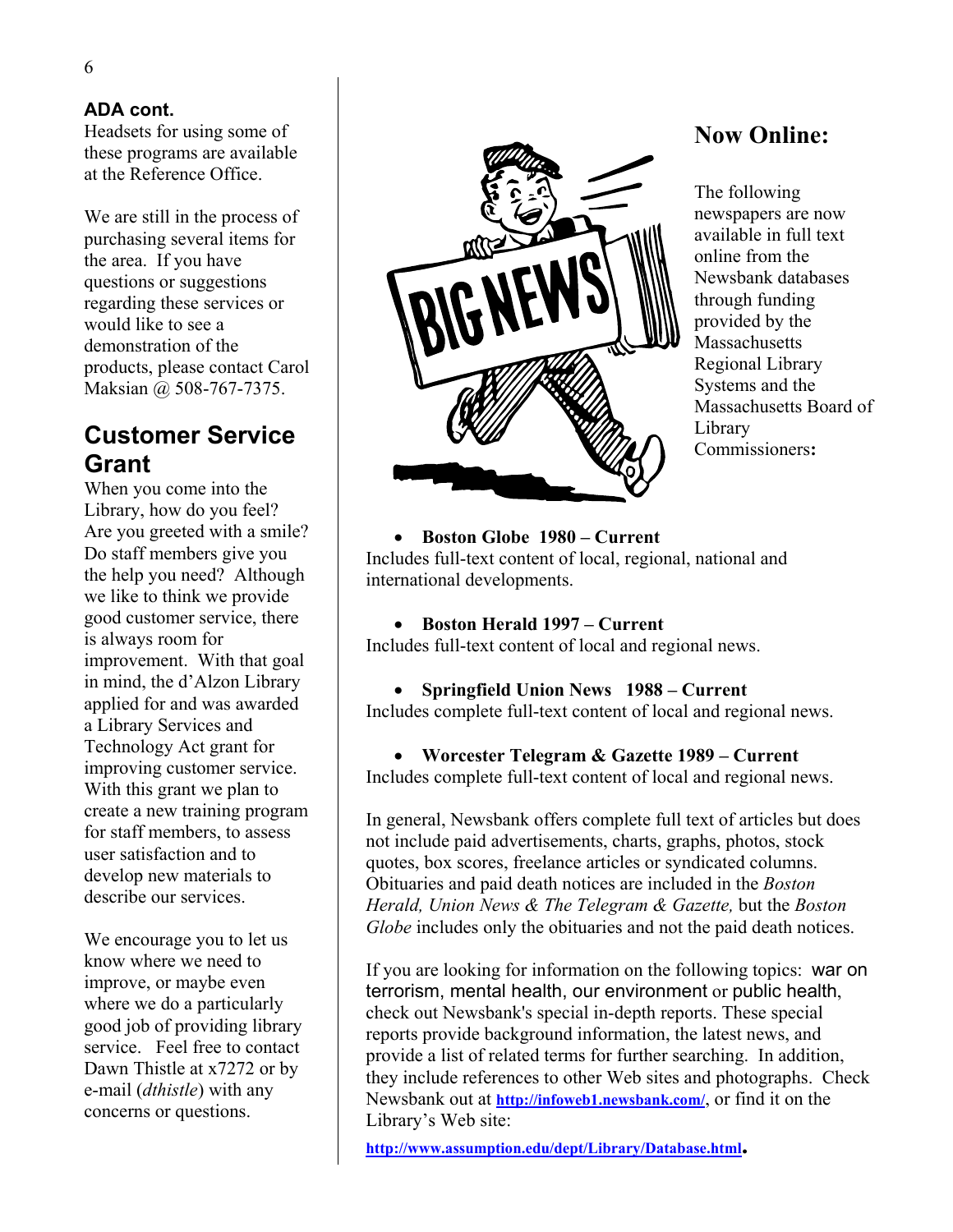**ADA cont.**

Headsets for using some of these programs are available at the Reference Office.

We are still in the process of purchasing several items for the area. If you have questions or suggestions regarding these services or would like to see a demonstration of the products, please contact Carol Maksian @ 508-767-7375.

## Customer Service Grant

When you come into the Library, how do you feel? Are you greeted with a smile? Do staff members give you the help you need? Although we like to think we provide good customer service, there is always room for improvement. With that goal in mind, the d'Alzon Library applied for and was awarded a Library Services and Technology Act grant for improving customer service. With this grant we plan to create a new training program for staff members, to assess user satisfaction and to develop new materials to describe our services.

We encourage you to let us know where we need to improve, or maybe even where we do a particularly good job of providing library service. Feel free to contact Dawn Thistle at x7272 or by e-mail (*dthistle*) with any concerns or questions.

## Now Online:

The following newspapers are now available in full text online from the Newsbank databases through funding provided by the Massachusetts Regional Library Systems and the Massachusetts Board of Library Commissioners**:**

- **Boston Globe 1980 – Current**

Includes full-text content of local, regional, national and international developments.

- **Boston Herald 1997 – Current**

Includes full-text content of local and regional news.

- **Springfield Union News 1988 – Current**

Includes complete full-text content of local and regional news.

- **Worcester Telegram & Gazette 1989 – Current**

Includes complete full-text content of local and regional news.

In general, Newsbank offers complete full text of articles but does not include paid advertisements, charts, graphs, photos, stock quotes, box scores, freelance articles or syndicated columns. Obituaries and paid death notices are included in the *Boston Herald, Union News & The Telegram & Gazette,* but the *Boston Globe* includes only the obituaries and not the paid death notices.

If you are looking for information on the following topics: war on terrorism, mental health, our environment or public health, check out Newsbank's special in-depth reports. These special reports provide background information, the latest news, and provide a list of related terms for further searching. In addition, they include references to other Web sites and photographs. Check Newsbank out at **http://infoweb1.newsbank.com/**, or find it on the Library's Web site:

**http://www.assumption.edu/dept/Library/Database.html**.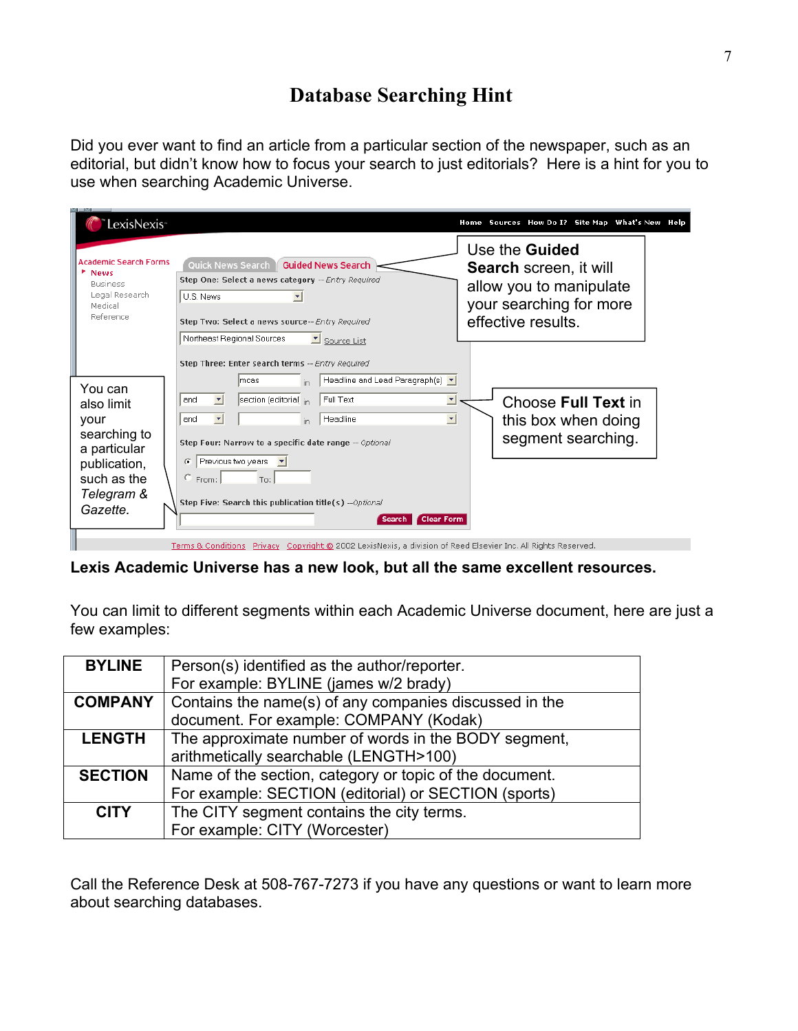# Database Searching Hint

Did you ever want to find an article from a particular section of the newspaper, such as an editorial, but didn't know how to focus your search to just editorials? Here is a hint for you to use when searching Academic Universe.

Use the **Guided Search** screen, it will allow you to manipulate your searching for more effective results.

You can also limit your searching to a particular publication, such as the *Telegram & Gazette.*

Choose **Full Text** in this box when doing segment searching.

**Lexis Academic Universe has a new look, but all the same excellent resources.**

You can limit to different segments within each Academic Universe document, here are just a few examples:

| | |
|---|---|
| **BYLINE** | Person(s) identified as the author/reporter. For example: BYLINE (james w/2 brady) |
| **COMPANY** | Contains the name(s) of any companies discussed in the document. For example: COMPANY (Kodak) |
| **LENGTH** | The approximate number of words in the BODY segment, arithmetically searchable (LENGTH>100) |
| **SECTION** | Name of the section, category or topic of the document. For example: SECTION (editorial) or SECTION (sports) |
| **CITY** | The CITY segment contains the city terms. For example: CITY (Worcester) |

Call the Reference Desk at 508-767-7273 if you have any questions or want to learn more about searching databases.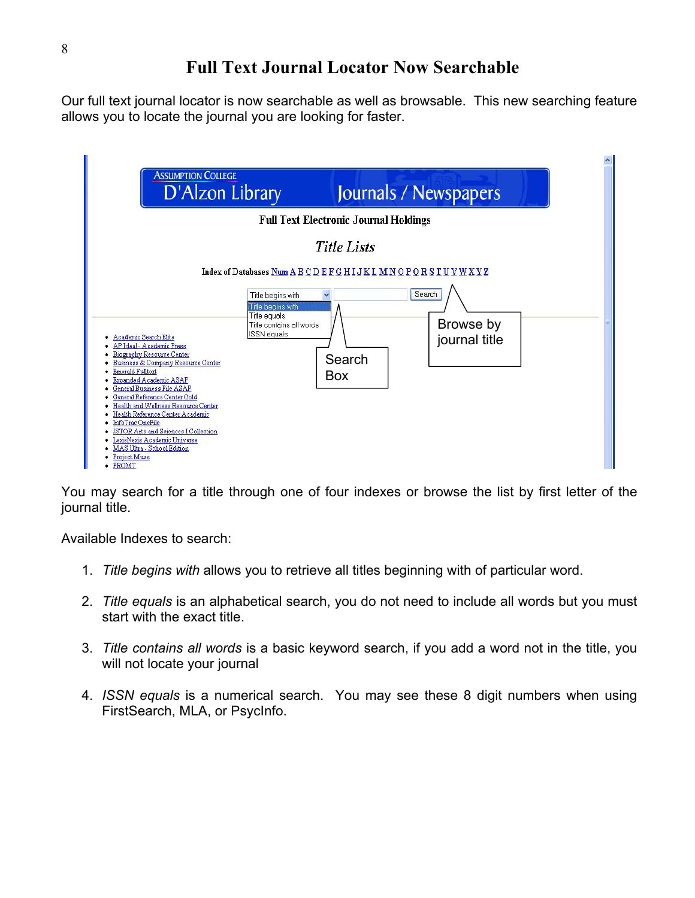## Full Text Journal Locator Now Searchable

Our full text journal locator is now searchable as well as browsable. This new searching feature allows you to locate the journal you are looking for faster.

You may search for a title through one of four indexes or browse the list by first letter of the journal title.

Available Indexes to search:

1. *Title begins with* allows you to retrieve all titles beginning with of particular word.
2. *Title equals* is an alphabetical search, you do not need to include all words but you must start with the exact title.
3. *Title contains all words* is a basic keyword search, if you add a word not in the title, you will not locate your journal
4. *ISSN equals* is a numerical search. You may see these 8 digit numbers when using FirstSearch, MLA, or PsycInfo.